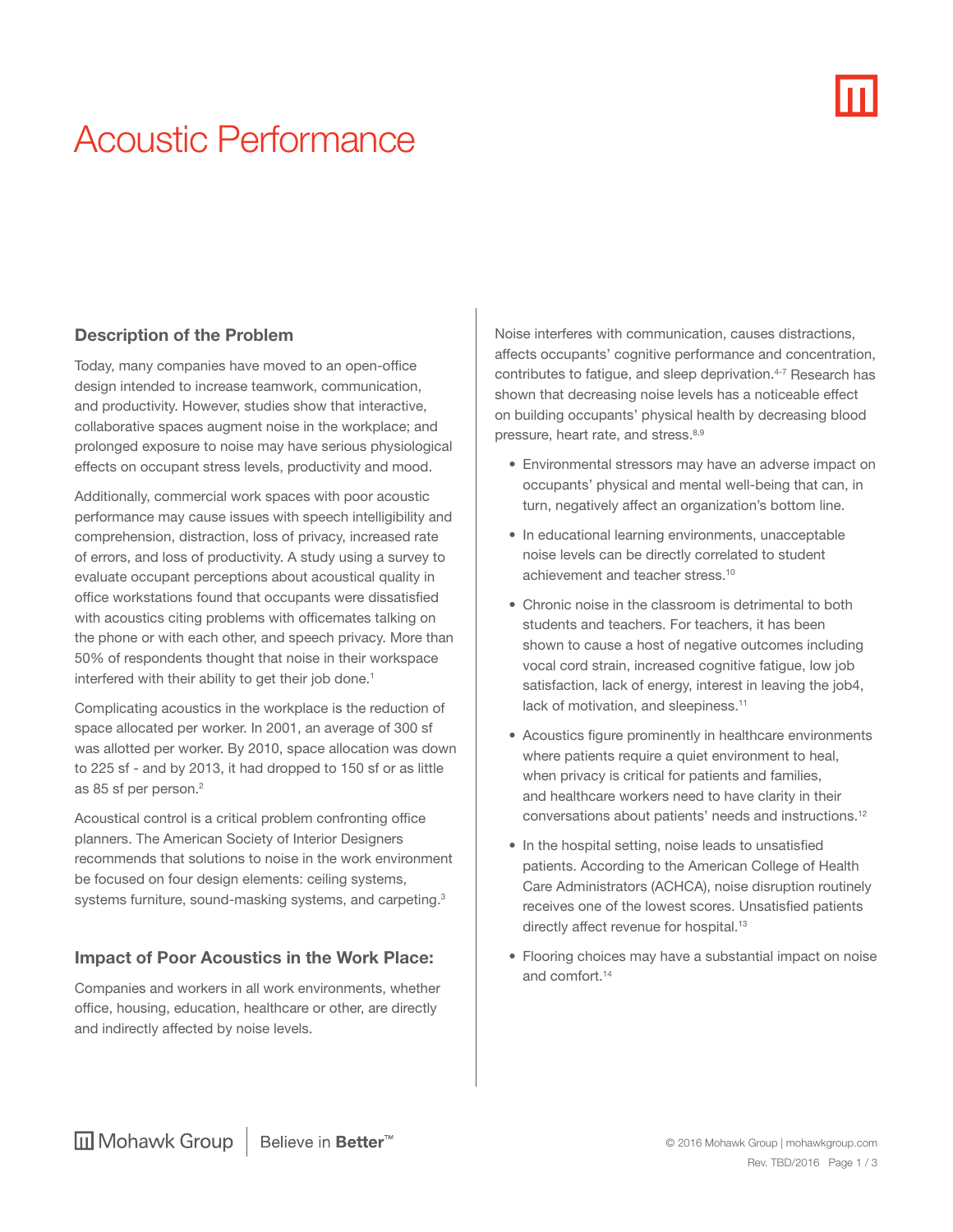# Acoustic Performance

## Description of the Problem

Today, many companies have moved to an open-office design intended to increase teamwork, communication, and productivity. However, studies show that interactive, collaborative spaces augment noise in the workplace; and prolonged exposure to noise may have serious physiological effects on occupant stress levels, productivity and mood.

Additionally, commercial work spaces with poor acoustic performance may cause issues with speech intelligibility and comprehension, distraction, loss of privacy, increased rate of errors, and loss of productivity. A study using a survey to evaluate occupant perceptions about acoustical quality in office workstations found that occupants were dissatisfied with acoustics citing problems with officemates talking on the phone or with each other, and speech privacy. More than 50% of respondents thought that noise in their workspace interfered with their ability to get their job done.[1]

Complicating acoustics in the workplace is the reduction of space allocated per worker. In 2001, an average of 300 sf was allotted per worker. By 2010, space allocation was down to 225 sf - and by 2013, it had dropped to 150 sf or as little as 85 sf per person.[2]

Acoustical control is a critical problem confronting office planners. The American Society of Interior Designers recommends that solutions to noise in the work environment be focused on four design elements: ceiling systems, systems furniture, sound-masking systems, and carpeting.[3]

## Impact of Poor Acoustics in the Work Place:

Companies and workers in all work environments, whether office, housing, education, healthcare or other, are directly and indirectly affected by noise levels.

Noise interferes with communication, causes distractions, affects occupants' cognitive performance and concentration, contributes to fatigue, and sleep deprivation.[4-7] Research has shown that decreasing noise levels has a noticeable effect on building occupants' physical health by decreasing blood pressure, heart rate, and stress.[8,9]

- Environmental stressors may have an adverse impact on occupants' physical and mental well-being that can, in turn, negatively affect an organization's bottom line.
- In educational learning environments, unacceptable noise levels can be directly correlated to student achievement and teacher stress.[10]
- Chronic noise in the classroom is detrimental to both students and teachers. For teachers, it has been shown to cause a host of negative outcomes including vocal cord strain, increased cognitive fatigue, low job satisfaction, lack of energy, interest in leaving the job4, lack of motivation, and sleepiness.[11]
- Acoustics figure prominently in healthcare environments where patients require a quiet environment to heal, when privacy is critical for patients and families, and healthcare workers need to have clarity in their conversations about patients' needs and instructions.[12]
- In the hospital setting, noise leads to unsatisfied patients. According to the American College of Health Care Administrators (ACHCA), noise disruption routinely receives one of the lowest scores. Unsatisfied patients directly affect revenue for hospital.[13]
- Flooring choices may have a substantial impact on noise and comfort.[14]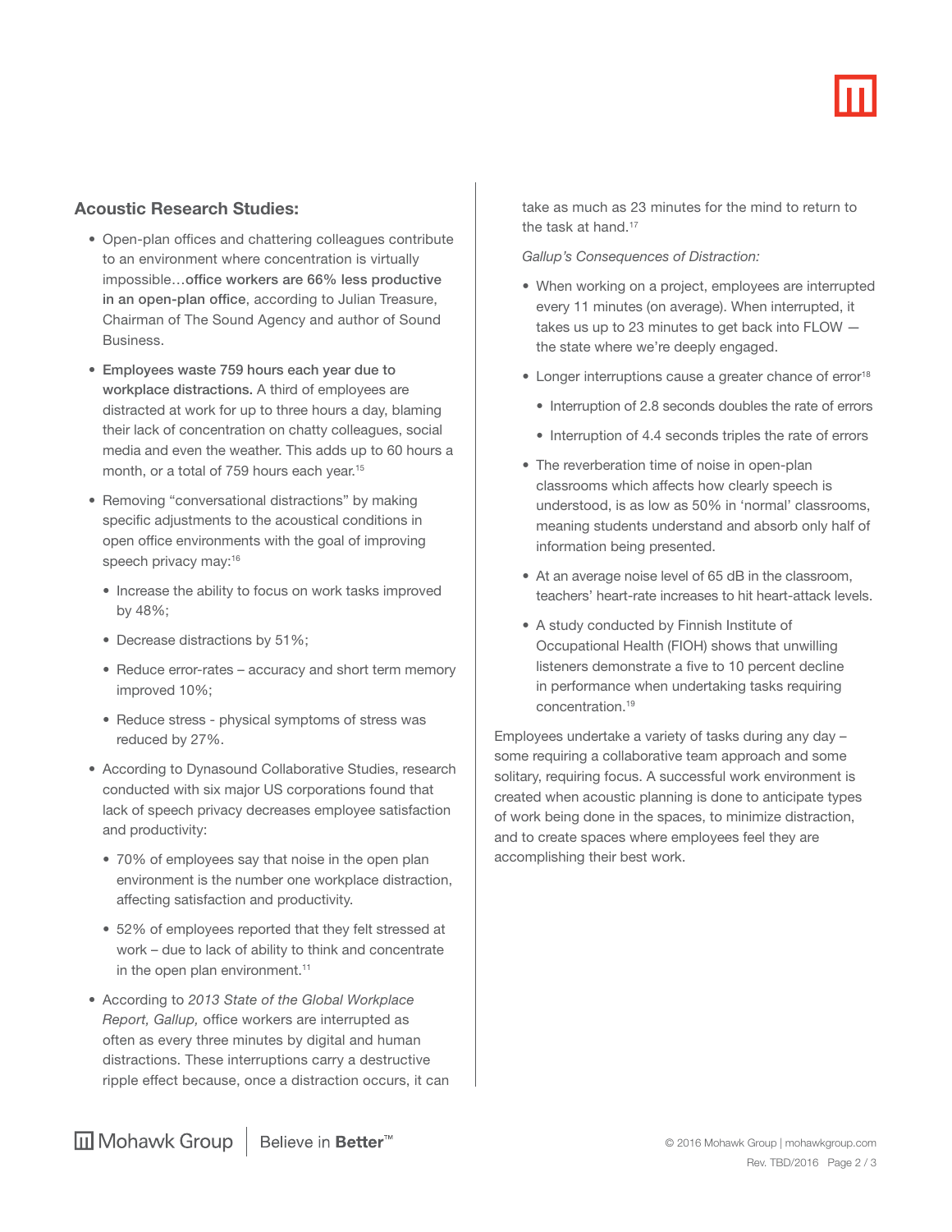## Acoustic Research Studies:

- Open-plan offices and chattering colleagues contribute to an environment where concentration is virtually impossible…**office workers are 66% less productive in an open-plan office**, according to Julian Treasure, Chairman of The Sound Agency and author of Sound Business.
- **Employees waste 759 hours each year due to workplace distractions.** A third of employees are distracted at work for up to three hours a day, blaming their lack of concentration on chatty colleagues, social media and even the weather. This adds up to 60 hours a month, or a total of 759 hours each year.[15]
- Removing "conversational distractions" by making specific adjustments to the acoustical conditions in open office environments with the goal of improving speech privacy may:[16]
  - Increase the ability to focus on work tasks improved by 48%;
  - Decrease distractions by 51%;
  - Reduce error-rates – accuracy and short term memory improved 10%;
  - Reduce stress - physical symptoms of stress was reduced by 27%.
- According to Dynasound Collaborative Studies, research conducted with six major US corporations found that lack of speech privacy decreases employee satisfaction and productivity:
  - 70% of employees say that noise in the open plan environment is the number one workplace distraction, affecting satisfaction and productivity.
  - 52% of employees reported that they felt stressed at work – due to lack of ability to think and concentrate in the open plan environment.[11]
- According to *2013 State of the Global Workplace Report, Gallup,* office workers are interrupted as often as every three minutes by digital and human distractions. These interruptions carry a destructive ripple effect because, once a distraction occurs, it can take as much as 23 minutes for the mind to return to the task at hand.[17]

  *Gallup's Consequences of Distraction:*

  - When working on a project, employees are interrupted every 11 minutes (on average). When interrupted, it takes us up to 23 minutes to get back into FLOW — the state where we're deeply engaged.
  - Longer interruptions cause a greater chance of error[18]
    - Interruption of 2.8 seconds doubles the rate of errors
    - Interruption of 4.4 seconds triples the rate of errors
  - The reverberation time of noise in open-plan classrooms which affects how clearly speech is understood, is as low as 50% in 'normal' classrooms, meaning students understand and absorb only half of information being presented.
  - At an average noise level of 65 dB in the classroom, teachers' heart-rate increases to hit heart-attack levels.
  - A study conducted by Finnish Institute of Occupational Health (FIOH) shows that unwilling listeners demonstrate a five to 10 percent decline in performance when undertaking tasks requiring concentration.[19]

Employees undertake a variety of tasks during any day – some requiring a collaborative team approach and some solitary, requiring focus. A successful work environment is created when acoustic planning is done to anticipate types of work being done in the spaces, to minimize distraction, and to create spaces where employees feel they are accomplishing their best work.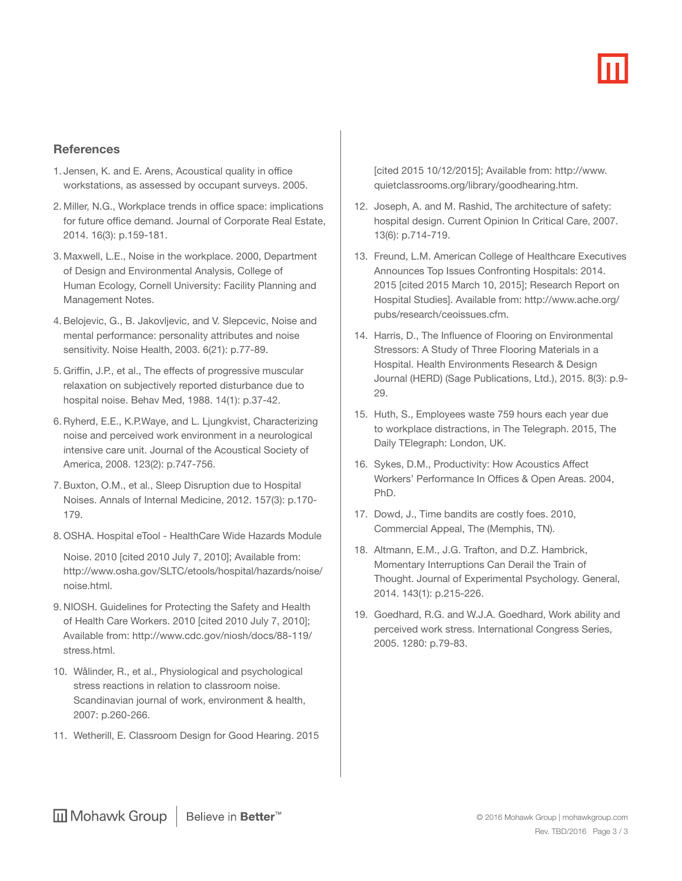## References

1. Jensen, K. and E. Arens, Acoustical quality in office workstations, as assessed by occupant surveys. 2005.
2. Miller, N.G., Workplace trends in office space: implications for future office demand. Journal of Corporate Real Estate, 2014. 16(3): p.159-181.
3. Maxwell, L.E., Noise in the workplace. 2000, Department of Design and Environmental Analysis, College of Human Ecology, Cornell University: Facility Planning and Management Notes.
4. Belojevic, G., B. Jakovljevic, and V. Slepcevic, Noise and mental performance: personality attributes and noise sensitivity. Noise Health, 2003. 6(21): p.77-89.
5. Griffin, J.P., et al., The effects of progressive muscular relaxation on subjectively reported disturbance due to hospital noise. Behav Med, 1988. 14(1): p.37-42.
6. Ryherd, E.E., K.P.Waye, and L. Ljungkvist, Characterizing noise and perceived work environment in a neurological intensive care unit. Journal of the Acoustical Society of America, 2008. 123(2): p.747-756.
7. Buxton, O.M., et al., Sleep Disruption due to Hospital Noises. Annals of Internal Medicine, 2012. 157(3): p.170-179.
8. OSHA. Hospital eTool - HealthCare Wide Hazards Module

   Noise. 2010 [cited 2010 July 7, 2010]; Available from: http://www.osha.gov/SLTC/etools/hospital/hazards/noise/noise.html.
9. NIOSH. Guidelines for Protecting the Safety and Health of Health Care Workers. 2010 [cited 2010 July 7, 2010]; Available from: http://www.cdc.gov/niosh/docs/88-119/stress.html.
10. Wålinder, R., et al., Physiological and psychological stress reactions in relation to classroom noise. Scandinavian journal of work, environment & health, 2007: p.260-266.
11. Wetherill, E. Classroom Design for Good Hearing. 2015 [cited 2015 10/12/2015]; Available from: http://www.quietclassrooms.org/library/goodhearing.htm.
12. Joseph, A. and M. Rashid, The architecture of safety: hospital design. Current Opinion In Critical Care, 2007. 13(6): p.714-719.
13. Freund, L.M. American College of Healthcare Executives Announces Top Issues Confronting Hospitals: 2014. 2015 [cited 2015 March 10, 2015]; Research Report on Hospital Studies]. Available from: http://www.ache.org/pubs/research/ceoissues.cfm.
14. Harris, D., The Influence of Flooring on Environmental Stressors: A Study of Three Flooring Materials in a Hospital. Health Environments Research & Design Journal (HERD) (Sage Publications, Ltd.), 2015. 8(3): p.9-29.
15. Huth, S., Employees waste 759 hours each year due to workplace distractions, in The Telegraph. 2015, The Daily TElegraph: London, UK.
16. Sykes, D.M., Productivity: How Acoustics Affect Workers' Performance In Offices & Open Areas. 2004, PhD.
17. Dowd, J., Time bandits are costly foes. 2010, Commercial Appeal, The (Memphis, TN).
18. Altmann, E.M., J.G. Trafton, and D.Z. Hambrick, Momentary Interruptions Can Derail the Train of Thought. Journal of Experimental Psychology. General, 2014. 143(1): p.215-226.
19. Goedhard, R.G. and W.J.A. Goedhard, Work ability and perceived work stress. International Congress Series, 2005. 1280: p.79-83.